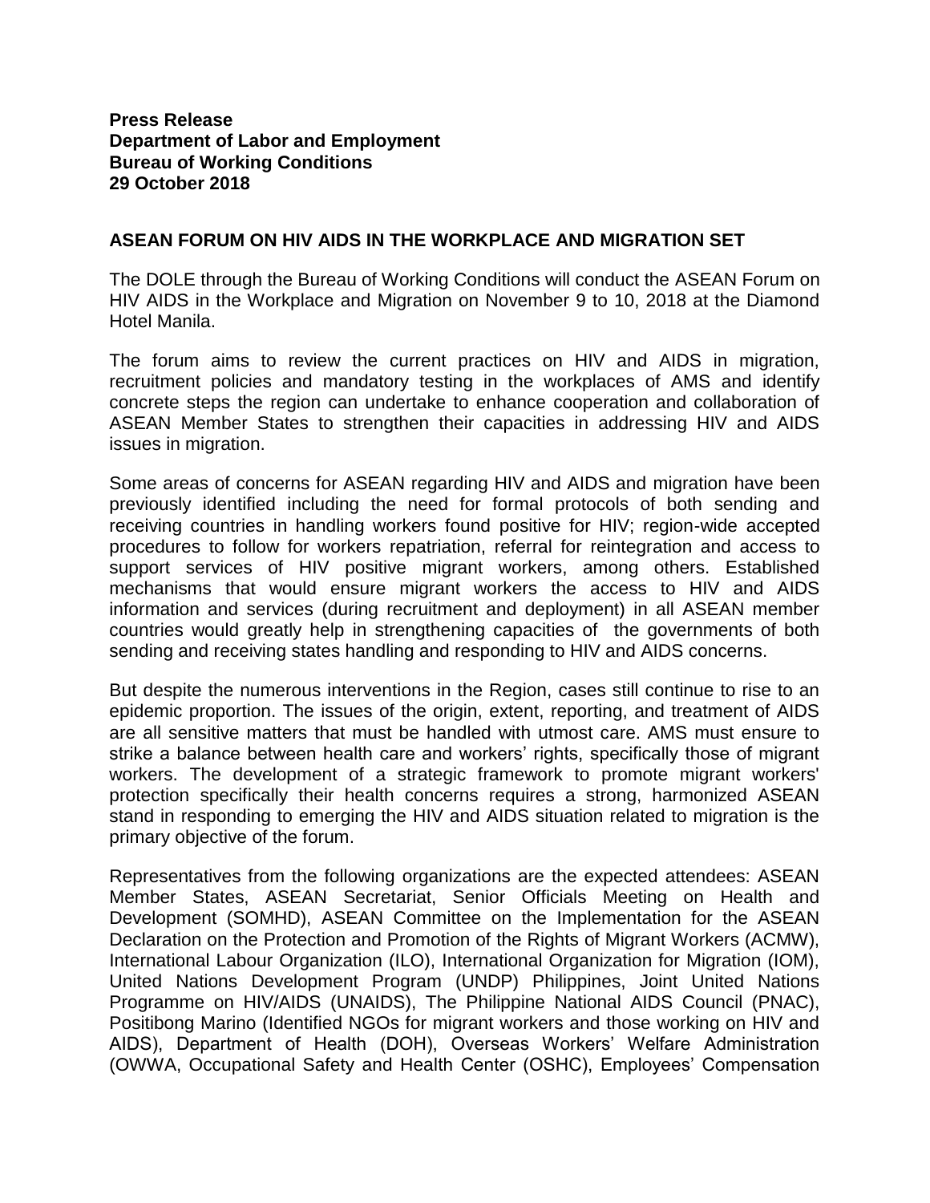**Press Release**
**Department of Labor and Employment**
**Bureau of Working Conditions**
**29 October 2018**

## ASEAN FORUM ON HIV AIDS IN THE WORKPLACE AND MIGRATION SET

The DOLE through the Bureau of Working Conditions will conduct the ASEAN Forum on HIV AIDS in the Workplace and Migration on November 9 to 10, 2018 at the Diamond Hotel Manila.

The forum aims to review the current practices on HIV and AIDS in migration, recruitment policies and mandatory testing in the workplaces of AMS and identify concrete steps the region can undertake to enhance cooperation and collaboration of ASEAN Member States to strengthen their capacities in addressing HIV and AIDS issues in migration.

Some areas of concerns for ASEAN regarding HIV and AIDS and migration have been previously identified including the need for formal protocols of both sending and receiving countries in handling workers found positive for HIV; region-wide accepted procedures to follow for workers repatriation, referral for reintegration and access to support services of HIV positive migrant workers, among others. Established mechanisms that would ensure migrant workers the access to HIV and AIDS information and services (during recruitment and deployment) in all ASEAN member countries would greatly help in strengthening capacities of the governments of both sending and receiving states handling and responding to HIV and AIDS concerns.

But despite the numerous interventions in the Region, cases still continue to rise to an epidemic proportion. The issues of the origin, extent, reporting, and treatment of AIDS are all sensitive matters that must be handled with utmost care. AMS must ensure to strike a balance between health care and workers' rights, specifically those of migrant workers. The development of a strategic framework to promote migrant workers' protection specifically their health concerns requires a strong, harmonized ASEAN stand in responding to emerging the HIV and AIDS situation related to migration is the primary objective of the forum.

Representatives from the following organizations are the expected attendees: ASEAN Member States, ASEAN Secretariat, Senior Officials Meeting on Health and Development (SOMHD), ASEAN Committee on the Implementation for the ASEAN Declaration on the Protection and Promotion of the Rights of Migrant Workers (ACMW), International Labour Organization (ILO), International Organization for Migration (IOM), United Nations Development Program (UNDP) Philippines, Joint United Nations Programme on HIV/AIDS (UNAIDS), The Philippine National AIDS Council (PNAC), Positibong Marino (Identified NGOs for migrant workers and those working on HIV and AIDS), Department of Health (DOH), Overseas Workers' Welfare Administration (OWWA, Occupational Safety and Health Center (OSHC), Employees' Compensation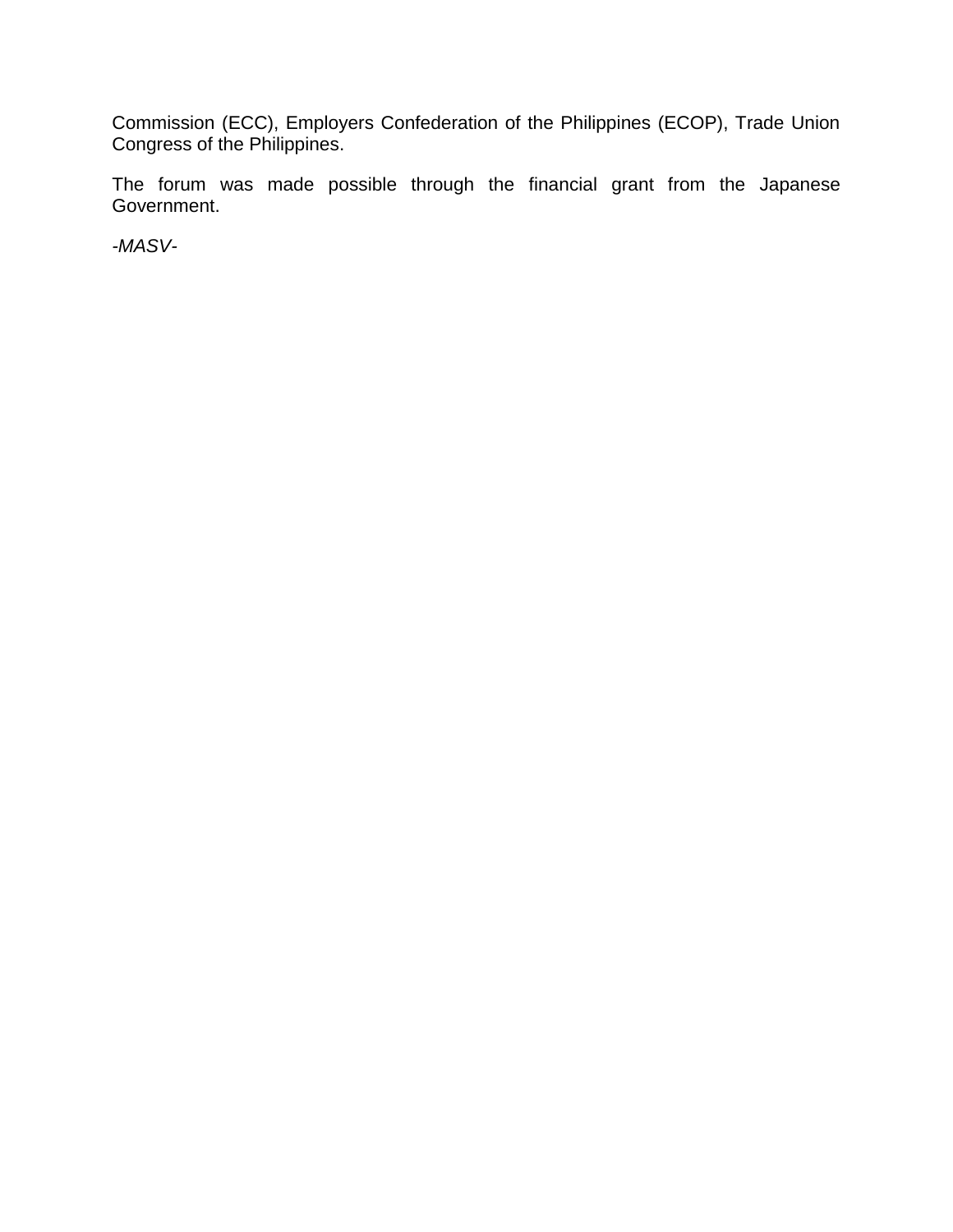Commission (ECC), Employers Confederation of the Philippines (ECOP), Trade Union Congress of the Philippines.

The forum was made possible through the financial grant from the Japanese Government.

*-MASV-*